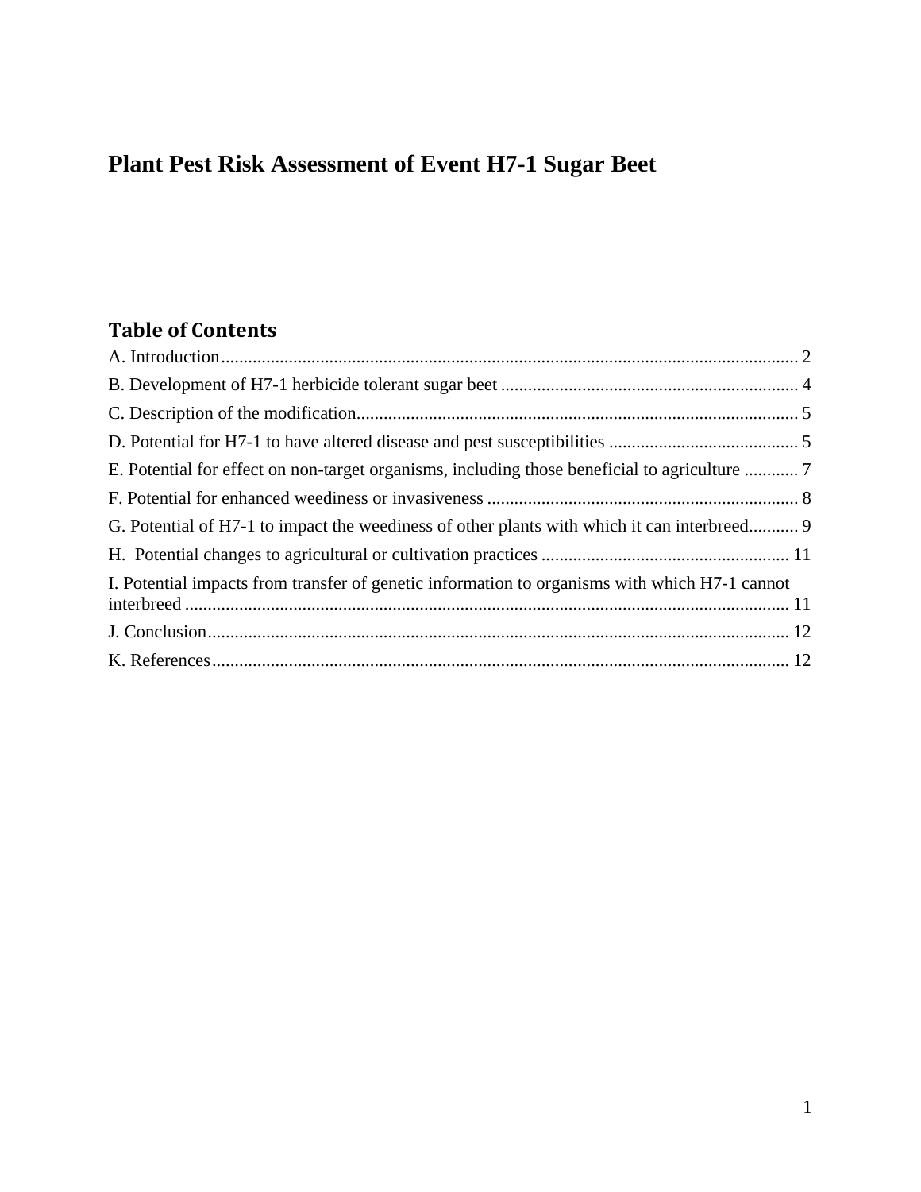# Plant Pest Risk Assessment of Event H7-1 Sugar Beet

## Table of Contents

A. Introduction ........................................................................................................................ 2

B. Development of H7-1 herbicide tolerant sugar beet .................................................................. 4

C. Description of the modification................................................................................................. 5

D. Potential for H7-1 to have altered disease and pest susceptibilities .......................................... 5

E. Potential for effect on non-target organisms, including those beneficial to agriculture ............ 7

F. Potential for enhanced weediness or invasiveness .................................................................... 8

G. Potential of H7-1 to impact the weediness of other plants with which it can interbreed........... 9

H. Potential changes to agricultural or cultivation practices ....................................................... 11

I. Potential impacts from transfer of genetic information to organisms with which H7-1 cannot interbreed ..................................................................................................................... 11

J. Conclusion................................................................................................................................ 12

K. References................................................................................................................................ 12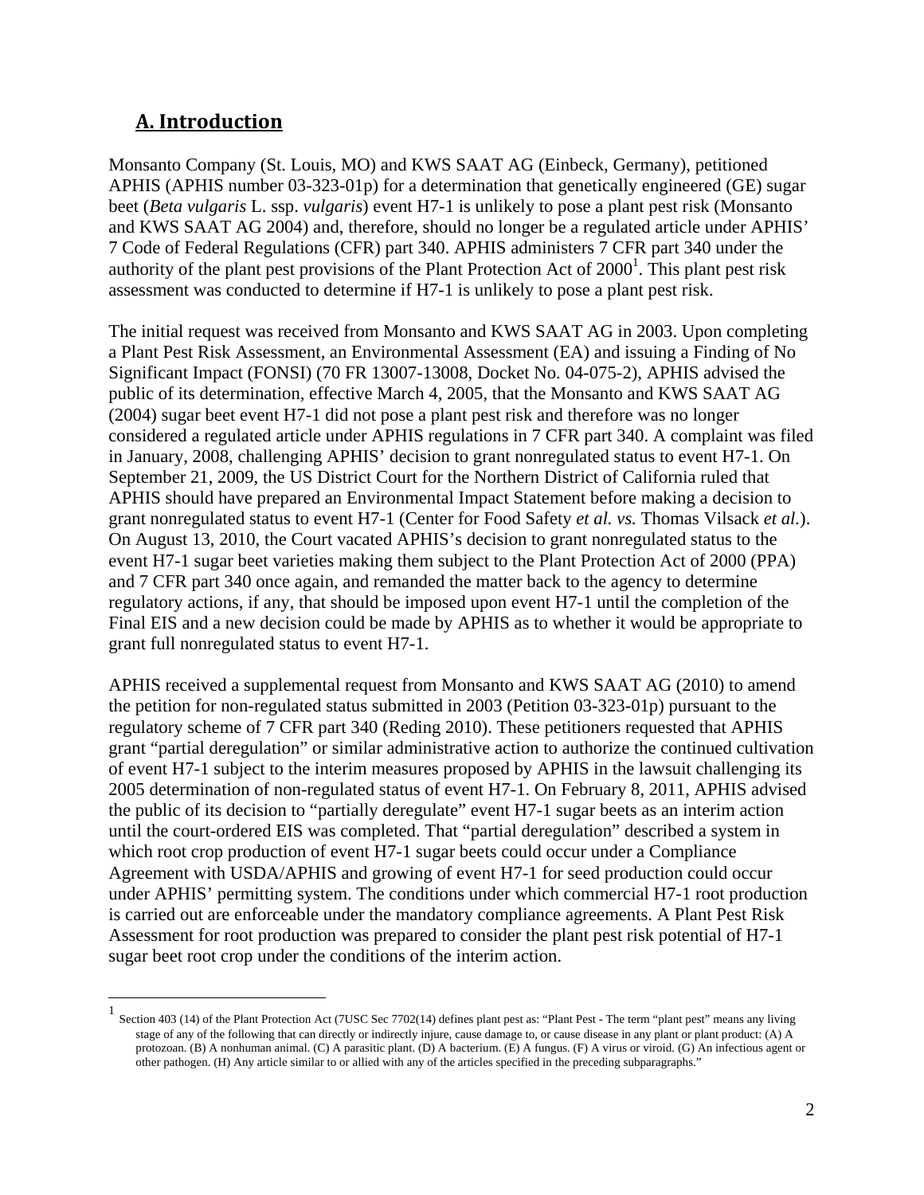## A. Introduction

Monsanto Company (St. Louis, MO) and KWS SAAT AG (Einbeck, Germany), petitioned APHIS (APHIS number 03-323-01p) for a determination that genetically engineered (GE) sugar beet (*Beta vulgaris* L. ssp. *vulgaris*) event H7-1 is unlikely to pose a plant pest risk (Monsanto and KWS SAAT AG 2004) and, therefore, should no longer be a regulated article under APHIS' 7 Code of Federal Regulations (CFR) part 340. APHIS administers 7 CFR part 340 under the authority of the plant pest provisions of the Plant Protection Act of 2000[1]. This plant pest risk assessment was conducted to determine if H7-1 is unlikely to pose a plant pest risk.

The initial request was received from Monsanto and KWS SAAT AG in 2003. Upon completing a Plant Pest Risk Assessment, an Environmental Assessment (EA) and issuing a Finding of No Significant Impact (FONSI) (70 FR 13007-13008, Docket No. 04-075-2), APHIS advised the public of its determination, effective March 4, 2005, that the Monsanto and KWS SAAT AG (2004) sugar beet event H7-1 did not pose a plant pest risk and therefore was no longer considered a regulated article under APHIS regulations in 7 CFR part 340. A complaint was filed in January, 2008, challenging APHIS' decision to grant nonregulated status to event H7-1. On September 21, 2009, the US District Court for the Northern District of California ruled that APHIS should have prepared an Environmental Impact Statement before making a decision to grant nonregulated status to event H7-1 (Center for Food Safety *et al. vs.* Thomas Vilsack *et al.*). On August 13, 2010, the Court vacated APHIS's decision to grant nonregulated status to the event H7-1 sugar beet varieties making them subject to the Plant Protection Act of 2000 (PPA) and 7 CFR part 340 once again, and remanded the matter back to the agency to determine regulatory actions, if any, that should be imposed upon event H7-1 until the completion of the Final EIS and a new decision could be made by APHIS as to whether it would be appropriate to grant full nonregulated status to event H7-1.

APHIS received a supplemental request from Monsanto and KWS SAAT AG (2010) to amend the petition for non-regulated status submitted in 2003 (Petition 03-323-01p) pursuant to the regulatory scheme of 7 CFR part 340 (Reding 2010). These petitioners requested that APHIS grant "partial deregulation" or similar administrative action to authorize the continued cultivation of event H7-1 subject to the interim measures proposed by APHIS in the lawsuit challenging its 2005 determination of non-regulated status of event H7-1. On February 8, 2011, APHIS advised the public of its decision to "partially deregulate" event H7-1 sugar beets as an interim action until the court-ordered EIS was completed. That "partial deregulation" described a system in which root crop production of event H7-1 sugar beets could occur under a Compliance Agreement with USDA/APHIS and growing of event H7-1 for seed production could occur under APHIS' permitting system. The conditions under which commercial H7-1 root production is carried out are enforceable under the mandatory compliance agreements. A Plant Pest Risk Assessment for root production was prepared to consider the plant pest risk potential of H7-1 sugar beet root crop under the conditions of the interim action.

[1] Section 403 (14) of the Plant Protection Act (7USC Sec 7702(14) defines plant pest as: "Plant Pest - The term "plant pest" means any living stage of any of the following that can directly or indirectly injure, cause damage to, or cause disease in any plant or plant product: (A) A protozoan. (B) A nonhuman animal. (C) A parasitic plant. (D) A bacterium. (E) A fungus. (F) A virus or viroid. (G) An infectious agent or other pathogen. (H) Any article similar to or allied with any of the articles specified in the preceding subparagraphs."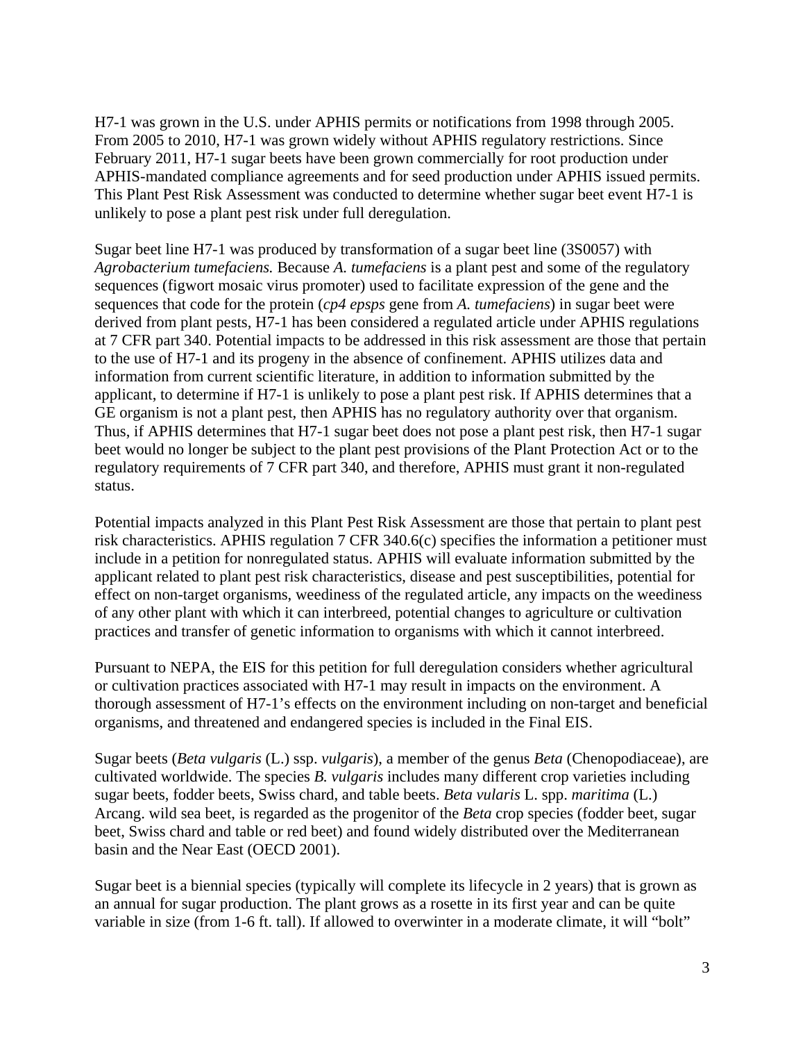H7-1 was grown in the U.S. under APHIS permits or notifications from 1998 through 2005. From 2005 to 2010, H7-1 was grown widely without APHIS regulatory restrictions. Since February 2011, H7-1 sugar beets have been grown commercially for root production under APHIS-mandated compliance agreements and for seed production under APHIS issued permits. This Plant Pest Risk Assessment was conducted to determine whether sugar beet event H7-1 is unlikely to pose a plant pest risk under full deregulation.

Sugar beet line H7-1 was produced by transformation of a sugar beet line (3S0057) with *Agrobacterium tumefaciens.* Because *A. tumefaciens* is a plant pest and some of the regulatory sequences (figwort mosaic virus promoter) used to facilitate expression of the gene and the sequences that code for the protein (*cp4 epsps* gene from *A. tumefaciens*) in sugar beet were derived from plant pests, H7-1 has been considered a regulated article under APHIS regulations at 7 CFR part 340. Potential impacts to be addressed in this risk assessment are those that pertain to the use of H7-1 and its progeny in the absence of confinement. APHIS utilizes data and information from current scientific literature, in addition to information submitted by the applicant, to determine if H7-1 is unlikely to pose a plant pest risk. If APHIS determines that a GE organism is not a plant pest, then APHIS has no regulatory authority over that organism. Thus, if APHIS determines that H7-1 sugar beet does not pose a plant pest risk, then H7-1 sugar beet would no longer be subject to the plant pest provisions of the Plant Protection Act or to the regulatory requirements of 7 CFR part 340, and therefore, APHIS must grant it non-regulated status.

Potential impacts analyzed in this Plant Pest Risk Assessment are those that pertain to plant pest risk characteristics. APHIS regulation 7 CFR 340.6(c) specifies the information a petitioner must include in a petition for nonregulated status. APHIS will evaluate information submitted by the applicant related to plant pest risk characteristics, disease and pest susceptibilities, potential for effect on non-target organisms, weediness of the regulated article, any impacts on the weediness of any other plant with which it can interbreed, potential changes to agriculture or cultivation practices and transfer of genetic information to organisms with which it cannot interbreed.

Pursuant to NEPA, the EIS for this petition for full deregulation considers whether agricultural or cultivation practices associated with H7-1 may result in impacts on the environment. A thorough assessment of H7-1's effects on the environment including on non-target and beneficial organisms, and threatened and endangered species is included in the Final EIS.

Sugar beets (*Beta vulgaris* (L.) ssp. *vulgaris*), a member of the genus *Beta* (Chenopodiaceae), are cultivated worldwide. The species *B. vulgaris* includes many different crop varieties including sugar beets, fodder beets, Swiss chard, and table beets. *Beta vularis* L. spp. *maritima* (L.) Arcang. wild sea beet, is regarded as the progenitor of the *Beta* crop species (fodder beet, sugar beet, Swiss chard and table or red beet) and found widely distributed over the Mediterranean basin and the Near East (OECD 2001).

Sugar beet is a biennial species (typically will complete its lifecycle in 2 years) that is grown as an annual for sugar production. The plant grows as a rosette in its first year and can be quite variable in size (from 1-6 ft. tall). If allowed to overwinter in a moderate climate, it will "bolt"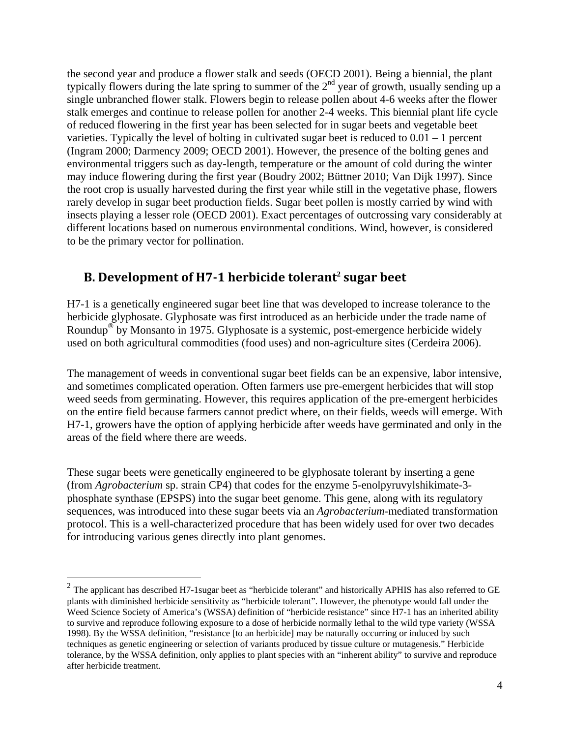the second year and produce a flower stalk and seeds (OECD 2001). Being a biennial, the plant typically flowers during the late spring to summer of the 2nd year of growth, usually sending up a single unbranched flower stalk. Flowers begin to release pollen about 4-6 weeks after the flower stalk emerges and continue to release pollen for another 2-4 weeks. This biennial plant life cycle of reduced flowering in the first year has been selected for in sugar beets and vegetable beet varieties. Typically the level of bolting in cultivated sugar beet is reduced to 0.01 – 1 percent (Ingram 2000; Darmency 2009; OECD 2001). However, the presence of the bolting genes and environmental triggers such as day-length, temperature or the amount of cold during the winter may induce flowering during the first year (Boudry 2002; Büttner 2010; Van Dijk 1997). Since the root crop is usually harvested during the first year while still in the vegetative phase, flowers rarely develop in sugar beet production fields. Sugar beet pollen is mostly carried by wind with insects playing a lesser role (OECD 2001). Exact percentages of outcrossing vary considerably at different locations based on numerous environmental conditions. Wind, however, is considered to be the primary vector for pollination.

## B. Development of H7-1 herbicide tolerant[2] sugar beet

H7-1 is a genetically engineered sugar beet line that was developed to increase tolerance to the herbicide glyphosate. Glyphosate was first introduced as an herbicide under the trade name of Roundup® by Monsanto in 1975. Glyphosate is a systemic, post-emergence herbicide widely used on both agricultural commodities (food uses) and non-agriculture sites (Cerdeira 2006).

The management of weeds in conventional sugar beet fields can be an expensive, labor intensive, and sometimes complicated operation. Often farmers use pre-emergent herbicides that will stop weed seeds from germinating. However, this requires application of the pre-emergent herbicides on the entire field because farmers cannot predict where, on their fields, weeds will emerge. With H7-1, growers have the option of applying herbicide after weeds have germinated and only in the areas of the field where there are weeds.

These sugar beets were genetically engineered to be glyphosate tolerant by inserting a gene (from *Agrobacterium* sp. strain CP4) that codes for the enzyme 5-enolpyruvylshikimate-3-phosphate synthase (EPSPS) into the sugar beet genome. This gene, along with its regulatory sequences, was introduced into these sugar beets via an *Agrobacterium*-mediated transformation protocol. This is a well-characterized procedure that has been widely used for over two decades for introducing various genes directly into plant genomes.

[2] The applicant has described H7-1sugar beet as "herbicide tolerant" and historically APHIS has also referred to GE plants with diminished herbicide sensitivity as "herbicide tolerant". However, the phenotype would fall under the Weed Science Society of America's (WSSA) definition of "herbicide resistance" since H7-1 has an inherited ability to survive and reproduce following exposure to a dose of herbicide normally lethal to the wild type variety (WSSA 1998). By the WSSA definition, "resistance [to an herbicide] may be naturally occurring or induced by such techniques as genetic engineering or selection of variants produced by tissue culture or mutagenesis." Herbicide tolerance, by the WSSA definition, only applies to plant species with an "inherent ability" to survive and reproduce after herbicide treatment.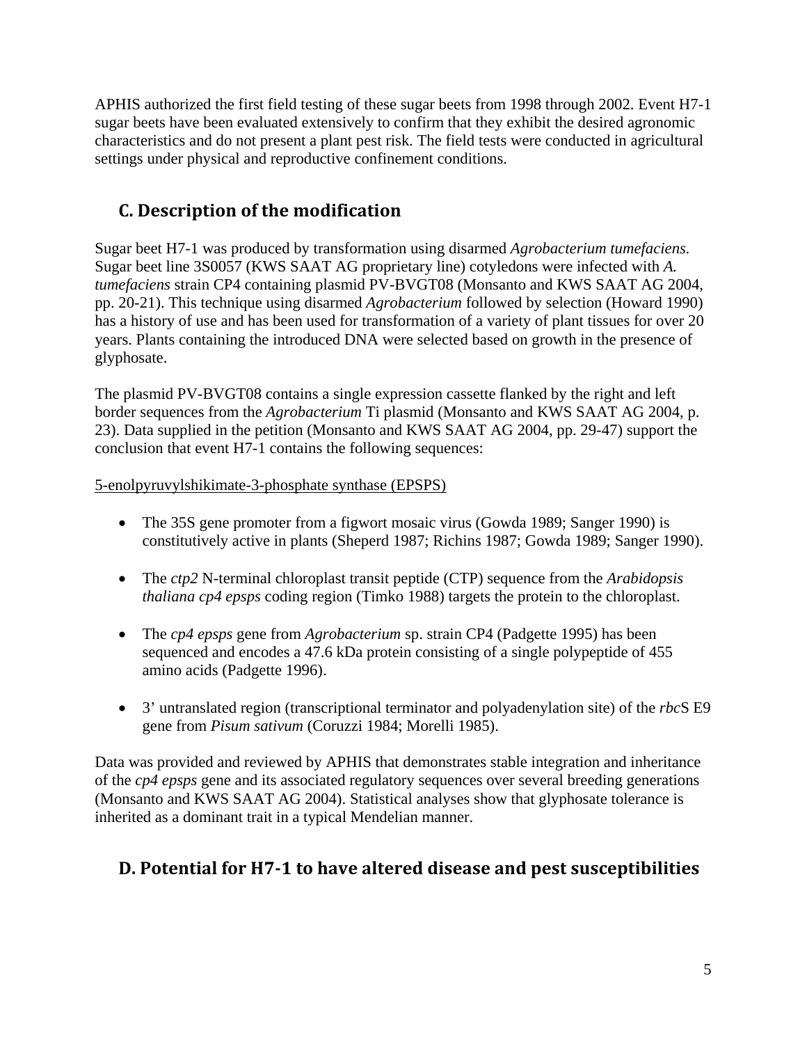APHIS authorized the first field testing of these sugar beets from 1998 through 2002. Event H7-1 sugar beets have been evaluated extensively to confirm that they exhibit the desired agronomic characteristics and do not present a plant pest risk. The field tests were conducted in agricultural settings under physical and reproductive confinement conditions.

## C. Description of the modification

Sugar beet H7-1 was produced by transformation using disarmed *Agrobacterium tumefaciens.* Sugar beet line 3S0057 (KWS SAAT AG proprietary line) cotyledons were infected with *A. tumefaciens* strain CP4 containing plasmid PV-BVGT08 (Monsanto and KWS SAAT AG 2004, pp. 20-21). This technique using disarmed *Agrobacterium* followed by selection (Howard 1990) has a history of use and has been used for transformation of a variety of plant tissues for over 20 years. Plants containing the introduced DNA were selected based on growth in the presence of glyphosate.

The plasmid PV-BVGT08 contains a single expression cassette flanked by the right and left border sequences from the *Agrobacterium* Ti plasmid (Monsanto and KWS SAAT AG 2004, p. 23). Data supplied in the petition (Monsanto and KWS SAAT AG 2004, pp. 29-47) support the conclusion that event H7-1 contains the following sequences:

<u>5-enolpyruvylshikimate-3-phosphate synthase (EPSPS)</u>

- The 35S gene promoter from a figwort mosaic virus (Gowda 1989; Sanger 1990) is constitutively active in plants (Sheperd 1987; Richins 1987; Gowda 1989; Sanger 1990).
- The *ctp2* N-terminal chloroplast transit peptide (CTP) sequence from the *Arabidopsis thaliana cp4 epsps* coding region (Timko 1988) targets the protein to the chloroplast.
- The *cp4 epsps* gene from *Agrobacterium* sp. strain CP4 (Padgette 1995) has been sequenced and encodes a 47.6 kDa protein consisting of a single polypeptide of 455 amino acids (Padgette 1996).
- 3' untranslated region (transcriptional terminator and polyadenylation site) of the *rbc*S E9 gene from *Pisum sativum* (Coruzzi 1984; Morelli 1985).

Data was provided and reviewed by APHIS that demonstrates stable integration and inheritance of the *cp4 epsps* gene and its associated regulatory sequences over several breeding generations (Monsanto and KWS SAAT AG 2004). Statistical analyses show that glyphosate tolerance is inherited as a dominant trait in a typical Mendelian manner.

## D. Potential for H7-1 to have altered disease and pest susceptibilities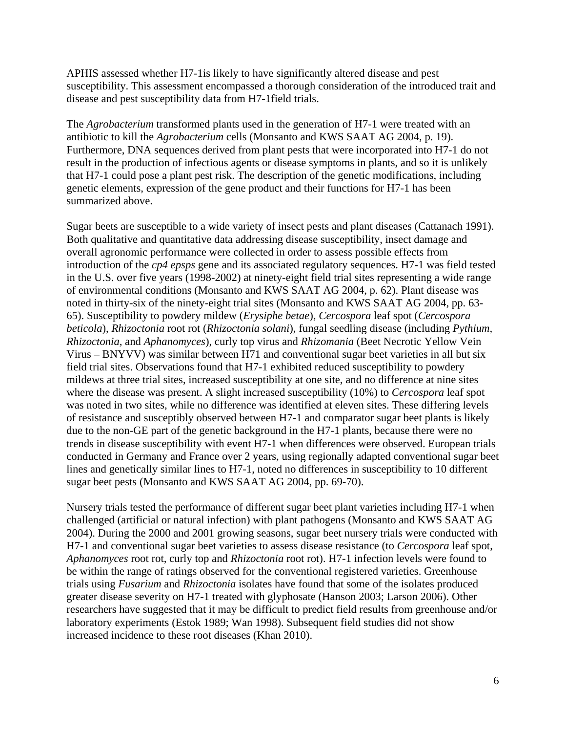APHIS assessed whether H7-1is likely to have significantly altered disease and pest susceptibility. This assessment encompassed a thorough consideration of the introduced trait and disease and pest susceptibility data from H7-1field trials.

The *Agrobacterium* transformed plants used in the generation of H7-1 were treated with an antibiotic to kill the *Agrobacterium* cells (Monsanto and KWS SAAT AG 2004, p. 19). Furthermore, DNA sequences derived from plant pests that were incorporated into H7-1 do not result in the production of infectious agents or disease symptoms in plants, and so it is unlikely that H7-1 could pose a plant pest risk. The description of the genetic modifications, including genetic elements, expression of the gene product and their functions for H7-1 has been summarized above.

Sugar beets are susceptible to a wide variety of insect pests and plant diseases (Cattanach 1991). Both qualitative and quantitative data addressing disease susceptibility, insect damage and overall agronomic performance were collected in order to assess possible effects from introduction of the *cp4 epsps* gene and its associated regulatory sequences. H7-1 was field tested in the U.S. over five years (1998-2002) at ninety-eight field trial sites representing a wide range of environmental conditions (Monsanto and KWS SAAT AG 2004, p. 62). Plant disease was noted in thirty-six of the ninety-eight trial sites (Monsanto and KWS SAAT AG 2004, pp. 63-65). Susceptibility to powdery mildew (*Erysiphe betae*), *Cercospora* leaf spot (*Cercospora beticola*), *Rhizoctonia* root rot (*Rhizoctonia solani*), fungal seedling disease (including *Pythium, Rhizoctonia,* and *Aphanomyces*), curly top virus and *Rhizomania* (Beet Necrotic Yellow Vein Virus – BNYVV) was similar between H71 and conventional sugar beet varieties in all but six field trial sites. Observations found that H7-1 exhibited reduced susceptibility to powdery mildews at three trial sites, increased susceptibility at one site, and no difference at nine sites where the disease was present. A slight increased susceptibility (10%) to *Cercospora* leaf spot was noted in two sites, while no difference was identified at eleven sites. These differing levels of resistance and susceptibly observed between H7-1 and comparator sugar beet plants is likely due to the non-GE part of the genetic background in the H7-1 plants, because there were no trends in disease susceptibility with event H7-1 when differences were observed. European trials conducted in Germany and France over 2 years, using regionally adapted conventional sugar beet lines and genetically similar lines to H7-1, noted no differences in susceptibility to 10 different sugar beet pests (Monsanto and KWS SAAT AG 2004, pp. 69-70).

Nursery trials tested the performance of different sugar beet plant varieties including H7-1 when challenged (artificial or natural infection) with plant pathogens (Monsanto and KWS SAAT AG 2004). During the 2000 and 2001 growing seasons, sugar beet nursery trials were conducted with H7-1 and conventional sugar beet varieties to assess disease resistance (to *Cercospora* leaf spot, *Aphanomyces* root rot, curly top and *Rhizoctonia* root rot). H7-1 infection levels were found to be within the range of ratings observed for the conventional registered varieties. Greenhouse trials using *Fusarium* and *Rhizoctonia* isolates have found that some of the isolates produced greater disease severity on H7-1 treated with glyphosate (Hanson 2003; Larson 2006). Other researchers have suggested that it may be difficult to predict field results from greenhouse and/or laboratory experiments (Estok 1989; Wan 1998). Subsequent field studies did not show increased incidence to these root diseases (Khan 2010).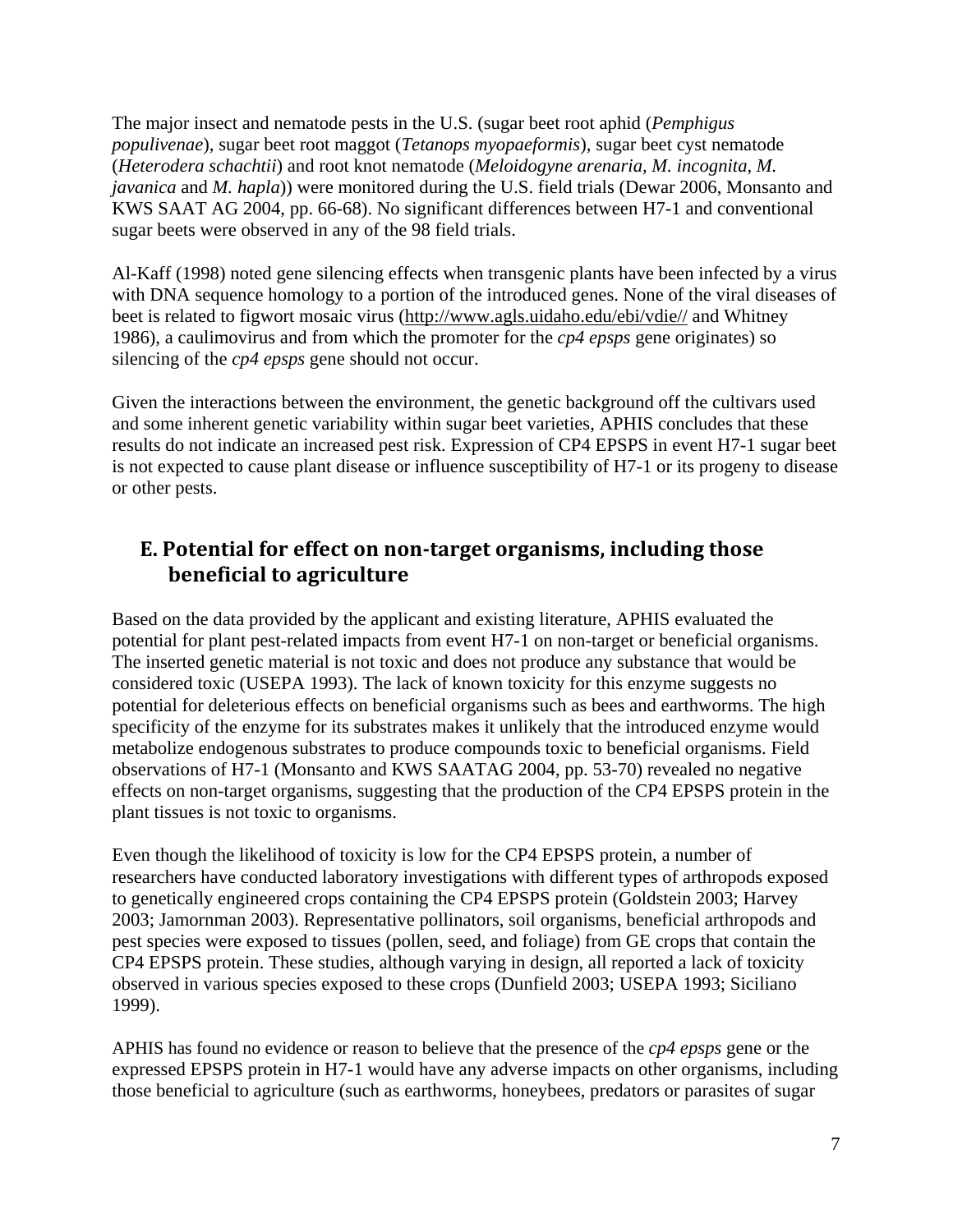The major insect and nematode pests in the U.S. (sugar beet root aphid (*Pemphigus populivenae*), sugar beet root maggot (*Tetanops myopaeformis*), sugar beet cyst nematode (*Heterodera schachtii*) and root knot nematode (*Meloidogyne arenaria, M. incognita, M. javanica* and *M. hapla*)) were monitored during the U.S. field trials (Dewar 2006, Monsanto and KWS SAAT AG 2004, pp. 66-68). No significant differences between H7-1 and conventional sugar beets were observed in any of the 98 field trials.

Al-Kaff (1998) noted gene silencing effects when transgenic plants have been infected by a virus with DNA sequence homology to a portion of the introduced genes. None of the viral diseases of beet is related to figwort mosaic virus (http://www.agls.uidaho.edu/ebi/vdie// and Whitney 1986), a caulimovirus and from which the promoter for the *cp4 epsps* gene originates) so silencing of the *cp4 epsps* gene should not occur.

Given the interactions between the environment, the genetic background off the cultivars used and some inherent genetic variability within sugar beet varieties, APHIS concludes that these results do not indicate an increased pest risk. Expression of CP4 EPSPS in event H7-1 sugar beet is not expected to cause plant disease or influence susceptibility of H7-1 or its progeny to disease or other pests.

## E. Potential for effect on non-target organisms, including those beneficial to agriculture

Based on the data provided by the applicant and existing literature, APHIS evaluated the potential for plant pest-related impacts from event H7-1 on non-target or beneficial organisms. The inserted genetic material is not toxic and does not produce any substance that would be considered toxic (USEPA 1993). The lack of known toxicity for this enzyme suggests no potential for deleterious effects on beneficial organisms such as bees and earthworms. The high specificity of the enzyme for its substrates makes it unlikely that the introduced enzyme would metabolize endogenous substrates to produce compounds toxic to beneficial organisms. Field observations of H7-1 (Monsanto and KWS SAATAG 2004, pp. 53-70) revealed no negative effects on non-target organisms, suggesting that the production of the CP4 EPSPS protein in the plant tissues is not toxic to organisms.

Even though the likelihood of toxicity is low for the CP4 EPSPS protein, a number of researchers have conducted laboratory investigations with different types of arthropods exposed to genetically engineered crops containing the CP4 EPSPS protein (Goldstein 2003; Harvey 2003; Jamornman 2003). Representative pollinators, soil organisms, beneficial arthropods and pest species were exposed to tissues (pollen, seed, and foliage) from GE crops that contain the CP4 EPSPS protein. These studies, although varying in design, all reported a lack of toxicity observed in various species exposed to these crops (Dunfield 2003; USEPA 1993; Siciliano 1999).

APHIS has found no evidence or reason to believe that the presence of the *cp4 epsps* gene or the expressed EPSPS protein in H7-1 would have any adverse impacts on other organisms, including those beneficial to agriculture (such as earthworms, honeybees, predators or parasites of sugar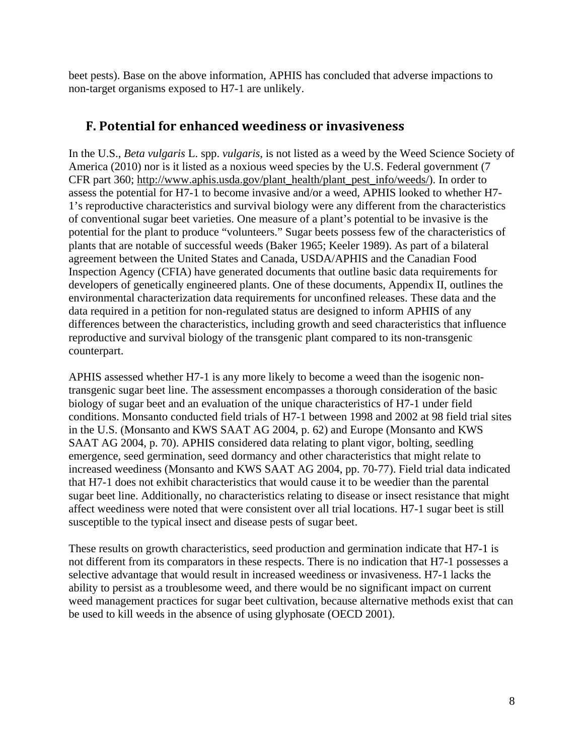beet pests). Base on the above information, APHIS has concluded that adverse impactions to non-target organisms exposed to H7-1 are unlikely.

## F. Potential for enhanced weediness or invasiveness

In the U.S., *Beta vulgaris* L. spp. *vulgaris*, is not listed as a weed by the Weed Science Society of America (2010) nor is it listed as a noxious weed species by the U.S. Federal government (7 CFR part 360; http://www.aphis.usda.gov/plant_health/plant_pest_info/weeds/). In order to assess the potential for H7-1 to become invasive and/or a weed, APHIS looked to whether H7-1's reproductive characteristics and survival biology were any different from the characteristics of conventional sugar beet varieties. One measure of a plant's potential to be invasive is the potential for the plant to produce "volunteers." Sugar beets possess few of the characteristics of plants that are notable of successful weeds (Baker 1965; Keeler 1989). As part of a bilateral agreement between the United States and Canada, USDA/APHIS and the Canadian Food Inspection Agency (CFIA) have generated documents that outline basic data requirements for developers of genetically engineered plants. One of these documents, Appendix II, outlines the environmental characterization data requirements for unconfined releases. These data and the data required in a petition for non-regulated status are designed to inform APHIS of any differences between the characteristics, including growth and seed characteristics that influence reproductive and survival biology of the transgenic plant compared to its non-transgenic counterpart.

APHIS assessed whether H7-1 is any more likely to become a weed than the isogenic non-transgenic sugar beet line. The assessment encompasses a thorough consideration of the basic biology of sugar beet and an evaluation of the unique characteristics of H7-1 under field conditions. Monsanto conducted field trials of H7-1 between 1998 and 2002 at 98 field trial sites in the U.S. (Monsanto and KWS SAAT AG 2004, p. 62) and Europe (Monsanto and KWS SAAT AG 2004, p. 70). APHIS considered data relating to plant vigor, bolting, seedling emergence, seed germination, seed dormancy and other characteristics that might relate to increased weediness (Monsanto and KWS SAAT AG 2004, pp. 70-77). Field trial data indicated that H7-1 does not exhibit characteristics that would cause it to be weedier than the parental sugar beet line. Additionally, no characteristics relating to disease or insect resistance that might affect weediness were noted that were consistent over all trial locations. H7-1 sugar beet is still susceptible to the typical insect and disease pests of sugar beet.

These results on growth characteristics, seed production and germination indicate that H7-1 is not different from its comparators in these respects. There is no indication that H7-1 possesses a selective advantage that would result in increased weediness or invasiveness. H7-1 lacks the ability to persist as a troublesome weed, and there would be no significant impact on current weed management practices for sugar beet cultivation, because alternative methods exist that can be used to kill weeds in the absence of using glyphosate (OECD 2001).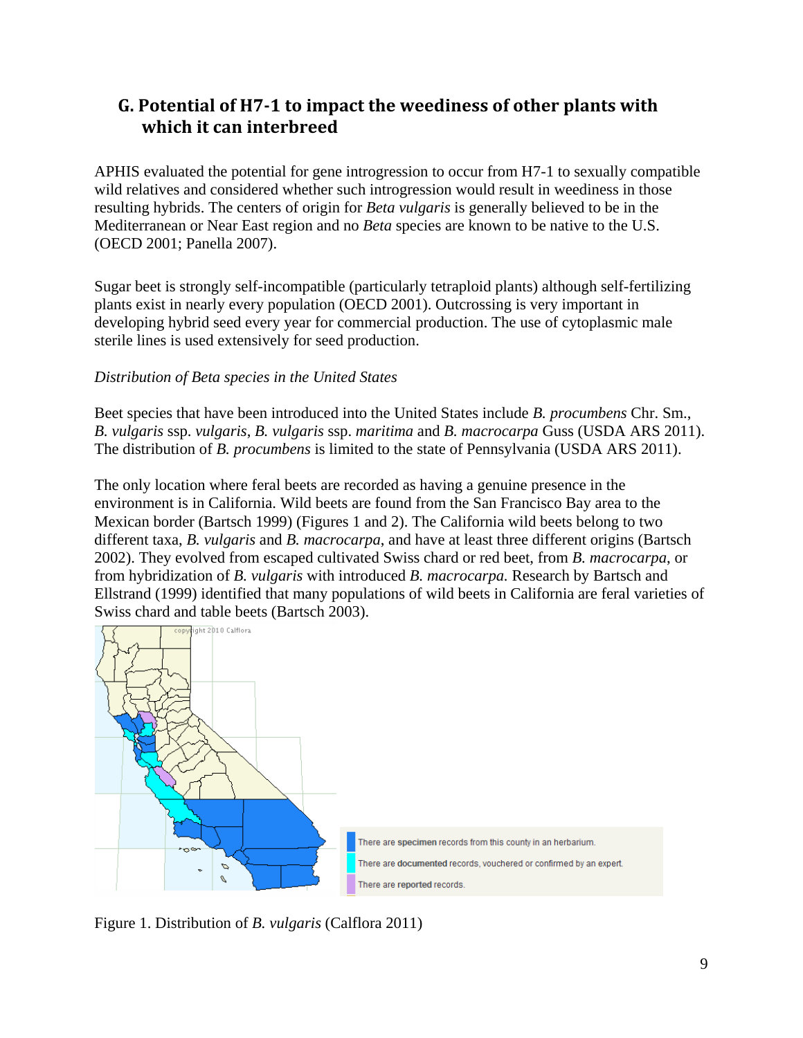## G. Potential of H7-1 to impact the weediness of other plants with which it can interbreed

APHIS evaluated the potential for gene introgression to occur from H7-1 to sexually compatible wild relatives and considered whether such introgression would result in weediness in those resulting hybrids. The centers of origin for *Beta vulgaris* is generally believed to be in the Mediterranean or Near East region and no *Beta* species are known to be native to the U.S. (OECD 2001; Panella 2007).

Sugar beet is strongly self-incompatible (particularly tetraploid plants) although self-fertilizing plants exist in nearly every population (OECD 2001). Outcrossing is very important in developing hybrid seed every year for commercial production. The use of cytoplasmic male sterile lines is used extensively for seed production.

*Distribution of Beta species in the United States*

Beet species that have been introduced into the United States include *B. procumbens* Chr. Sm., *B. vulgaris* ssp. *vulgaris*, *B. vulgaris* ssp. *maritima* and *B. macrocarpa* Guss (USDA ARS 2011). The distribution of *B. procumbens* is limited to the state of Pennsylvania (USDA ARS 2011).

The only location where feral beets are recorded as having a genuine presence in the environment is in California. Wild beets are found from the San Francisco Bay area to the Mexican border (Bartsch 1999) (Figures 1 and 2). The California wild beets belong to two different taxa, *B. vulgaris* and *B. macrocarpa*, and have at least three different origins (Bartsch 2002). They evolved from escaped cultivated Swiss chard or red beet, from *B. macrocarpa*, or from hybridization of *B. vulgaris* with introduced *B. macrocarpa.* Research by Bartsch and Ellstrand (1999) identified that many populations of wild beets in California are feral varieties of Swiss chard and table beets (Bartsch 2003).

copyright 2010 Calflora

There are **specimen** records from this county in an herbarium.

There are **documented** records, vouchered or confirmed by an expert.

There are **reported** records.

Figure 1. Distribution of *B. vulgaris* (Calflora 2011)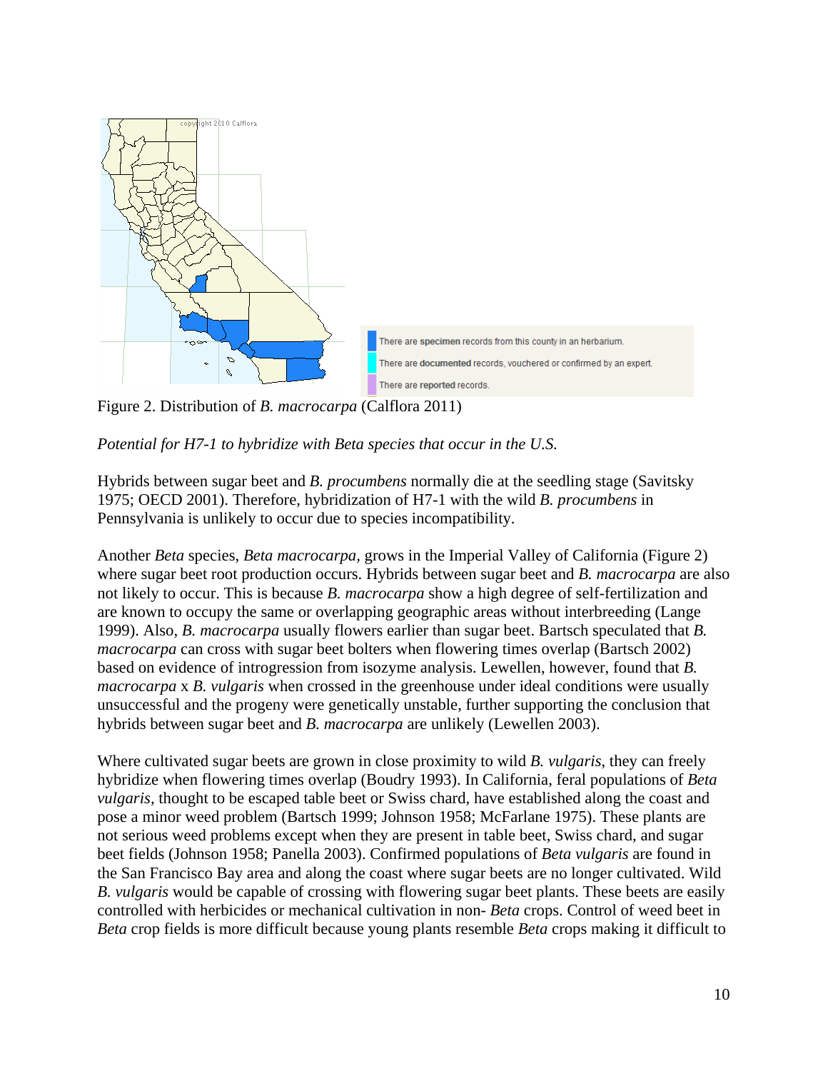copyright 2010 Calflora

There are **specimen** records from this county in an herbarium.

There are **documented** records, vouchered or confirmed by an expert.

There are **reported** records.

Figure 2. Distribution of *B. macrocarpa* (Calflora 2011)

*Potential for H7-1 to hybridize with Beta species that occur in the U.S.*

Hybrids between sugar beet and *B. procumbens* normally die at the seedling stage (Savitsky 1975; OECD 2001). Therefore, hybridization of H7-1 with the wild *B. procumbens* in Pennsylvania is unlikely to occur due to species incompatibility.

Another *Beta* species, *Beta macrocarpa*, grows in the Imperial Valley of California (Figure 2) where sugar beet root production occurs. Hybrids between sugar beet and *B. macrocarpa* are also not likely to occur. This is because *B. macrocarpa* show a high degree of self-fertilization and are known to occupy the same or overlapping geographic areas without interbreeding (Lange 1999). Also, *B. macrocarpa* usually flowers earlier than sugar beet. Bartsch speculated that *B. macrocarpa* can cross with sugar beet bolters when flowering times overlap (Bartsch 2002) based on evidence of introgression from isozyme analysis. Lewellen, however, found that *B. macrocarpa* x *B. vulgaris* when crossed in the greenhouse under ideal conditions were usually unsuccessful and the progeny were genetically unstable, further supporting the conclusion that hybrids between sugar beet and *B. macrocarpa* are unlikely (Lewellen 2003).

Where cultivated sugar beets are grown in close proximity to wild *B. vulgaris*, they can freely hybridize when flowering times overlap (Boudry 1993). In California, feral populations of *Beta vulgaris*, thought to be escaped table beet or Swiss chard, have established along the coast and pose a minor weed problem (Bartsch 1999; Johnson 1958; McFarlane 1975). These plants are not serious weed problems except when they are present in table beet, Swiss chard, and sugar beet fields (Johnson 1958; Panella 2003). Confirmed populations of *Beta vulgaris* are found in the San Francisco Bay area and along the coast where sugar beets are no longer cultivated. Wild *B. vulgaris* would be capable of crossing with flowering sugar beet plants. These beets are easily controlled with herbicides or mechanical cultivation in non- *Beta* crops. Control of weed beet in *Beta* crop fields is more difficult because young plants resemble *Beta* crops making it difficult to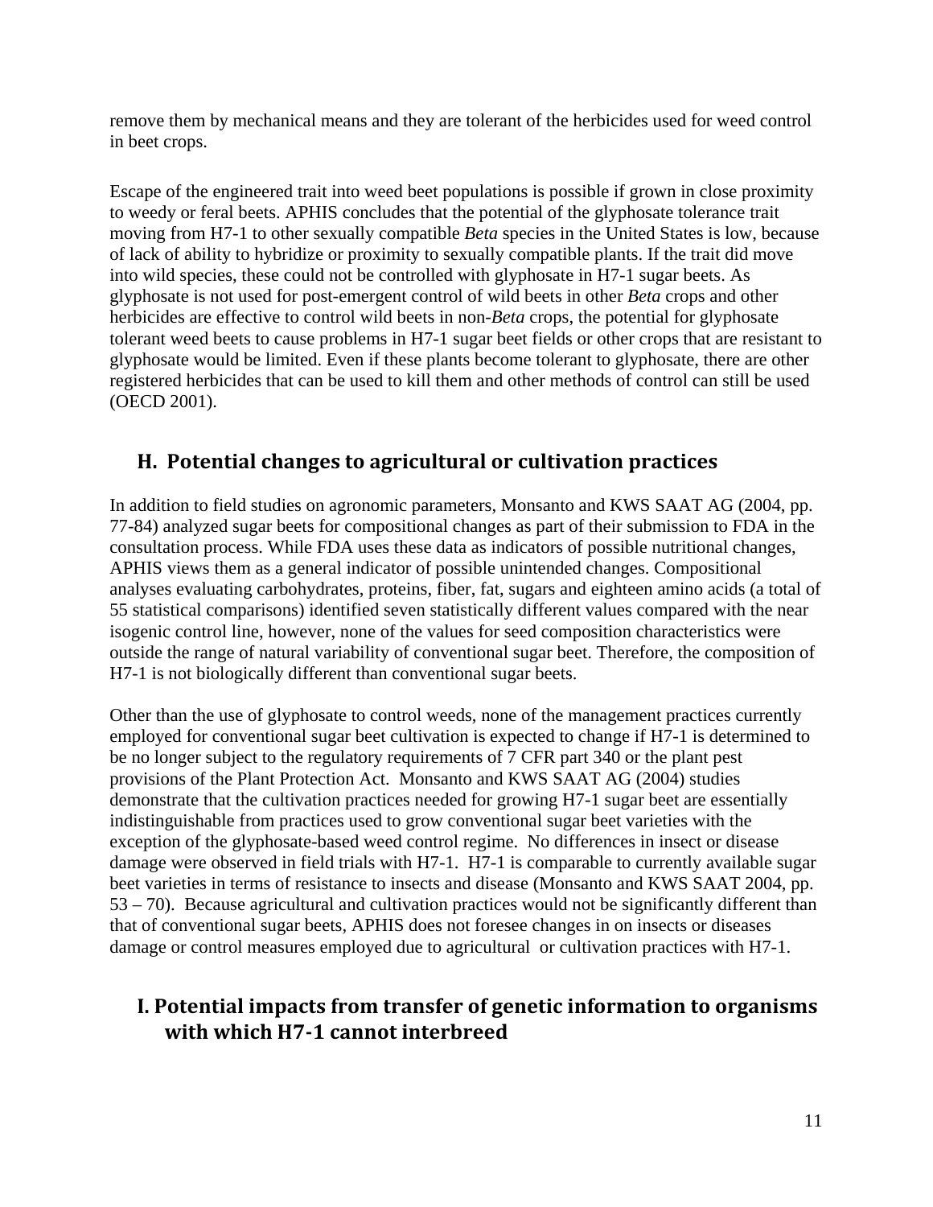remove them by mechanical means and they are tolerant of the herbicides used for weed control in beet crops.

Escape of the engineered trait into weed beet populations is possible if grown in close proximity to weedy or feral beets. APHIS concludes that the potential of the glyphosate tolerance trait moving from H7-1 to other sexually compatible *Beta* species in the United States is low, because of lack of ability to hybridize or proximity to sexually compatible plants. If the trait did move into wild species, these could not be controlled with glyphosate in H7-1 sugar beets. As glyphosate is not used for post-emergent control of wild beets in other *Beta* crops and other herbicides are effective to control wild beets in non-*Beta* crops, the potential for glyphosate tolerant weed beets to cause problems in H7-1 sugar beet fields or other crops that are resistant to glyphosate would be limited. Even if these plants become tolerant to glyphosate, there are other registered herbicides that can be used to kill them and other methods of control can still be used (OECD 2001).

## H. Potential changes to agricultural or cultivation practices

In addition to field studies on agronomic parameters, Monsanto and KWS SAAT AG (2004, pp. 77-84) analyzed sugar beets for compositional changes as part of their submission to FDA in the consultation process. While FDA uses these data as indicators of possible nutritional changes, APHIS views them as a general indicator of possible unintended changes. Compositional analyses evaluating carbohydrates, proteins, fiber, fat, sugars and eighteen amino acids (a total of 55 statistical comparisons) identified seven statistically different values compared with the near isogenic control line, however, none of the values for seed composition characteristics were outside the range of natural variability of conventional sugar beet. Therefore, the composition of H7-1 is not biologically different than conventional sugar beets.

Other than the use of glyphosate to control weeds, none of the management practices currently employed for conventional sugar beet cultivation is expected to change if H7-1 is determined to be no longer subject to the regulatory requirements of 7 CFR part 340 or the plant pest provisions of the Plant Protection Act. Monsanto and KWS SAAT AG (2004) studies demonstrate that the cultivation practices needed for growing H7-1 sugar beet are essentially indistinguishable from practices used to grow conventional sugar beet varieties with the exception of the glyphosate-based weed control regime. No differences in insect or disease damage were observed in field trials with H7-1. H7-1 is comparable to currently available sugar beet varieties in terms of resistance to insects and disease (Monsanto and KWS SAAT 2004, pp. 53 – 70). Because agricultural and cultivation practices would not be significantly different than that of conventional sugar beets, APHIS does not foresee changes in on insects or diseases damage or control measures employed due to agricultural or cultivation practices with H7-1.

## I. Potential impacts from transfer of genetic information to organisms with which H7-1 cannot interbreed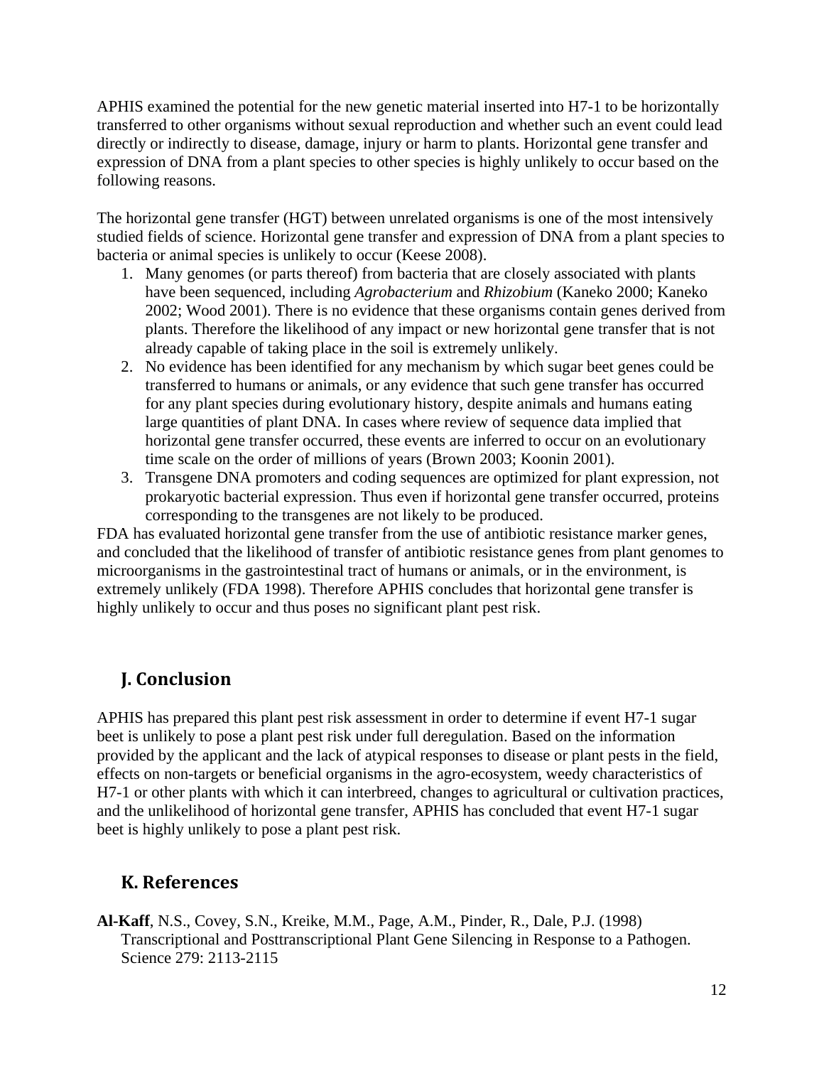APHIS examined the potential for the new genetic material inserted into H7-1 to be horizontally transferred to other organisms without sexual reproduction and whether such an event could lead directly or indirectly to disease, damage, injury or harm to plants. Horizontal gene transfer and expression of DNA from a plant species to other species is highly unlikely to occur based on the following reasons.

The horizontal gene transfer (HGT) between unrelated organisms is one of the most intensively studied fields of science. Horizontal gene transfer and expression of DNA from a plant species to bacteria or animal species is unlikely to occur (Keese 2008).

1. Many genomes (or parts thereof) from bacteria that are closely associated with plants have been sequenced, including *Agrobacterium* and *Rhizobium* (Kaneko 2000; Kaneko 2002; Wood 2001). There is no evidence that these organisms contain genes derived from plants. Therefore the likelihood of any impact or new horizontal gene transfer that is not already capable of taking place in the soil is extremely unlikely.
2. No evidence has been identified for any mechanism by which sugar beet genes could be transferred to humans or animals, or any evidence that such gene transfer has occurred for any plant species during evolutionary history, despite animals and humans eating large quantities of plant DNA. In cases where review of sequence data implied that horizontal gene transfer occurred, these events are inferred to occur on an evolutionary time scale on the order of millions of years (Brown 2003; Koonin 2001).
3. Transgene DNA promoters and coding sequences are optimized for plant expression, not prokaryotic bacterial expression. Thus even if horizontal gene transfer occurred, proteins corresponding to the transgenes are not likely to be produced.

FDA has evaluated horizontal gene transfer from the use of antibiotic resistance marker genes, and concluded that the likelihood of transfer of antibiotic resistance genes from plant genomes to microorganisms in the gastrointestinal tract of humans or animals, or in the environment, is extremely unlikely (FDA 1998). Therefore APHIS concludes that horizontal gene transfer is highly unlikely to occur and thus poses no significant plant pest risk.

## J. Conclusion

APHIS has prepared this plant pest risk assessment in order to determine if event H7-1 sugar beet is unlikely to pose a plant pest risk under full deregulation. Based on the information provided by the applicant and the lack of atypical responses to disease or plant pests in the field, effects on non-targets or beneficial organisms in the agro-ecosystem, weedy characteristics of H7-1 or other plants with which it can interbreed, changes to agricultural or cultivation practices, and the unlikelihood of horizontal gene transfer, APHIS has concluded that event H7-1 sugar beet is highly unlikely to pose a plant pest risk.

## K. References

**Al-Kaff**, N.S., Covey, S.N., Kreike, M.M., Page, A.M., Pinder, R., Dale, P.J. (1998) Transcriptional and Posttranscriptional Plant Gene Silencing in Response to a Pathogen. Science 279: 2113-2115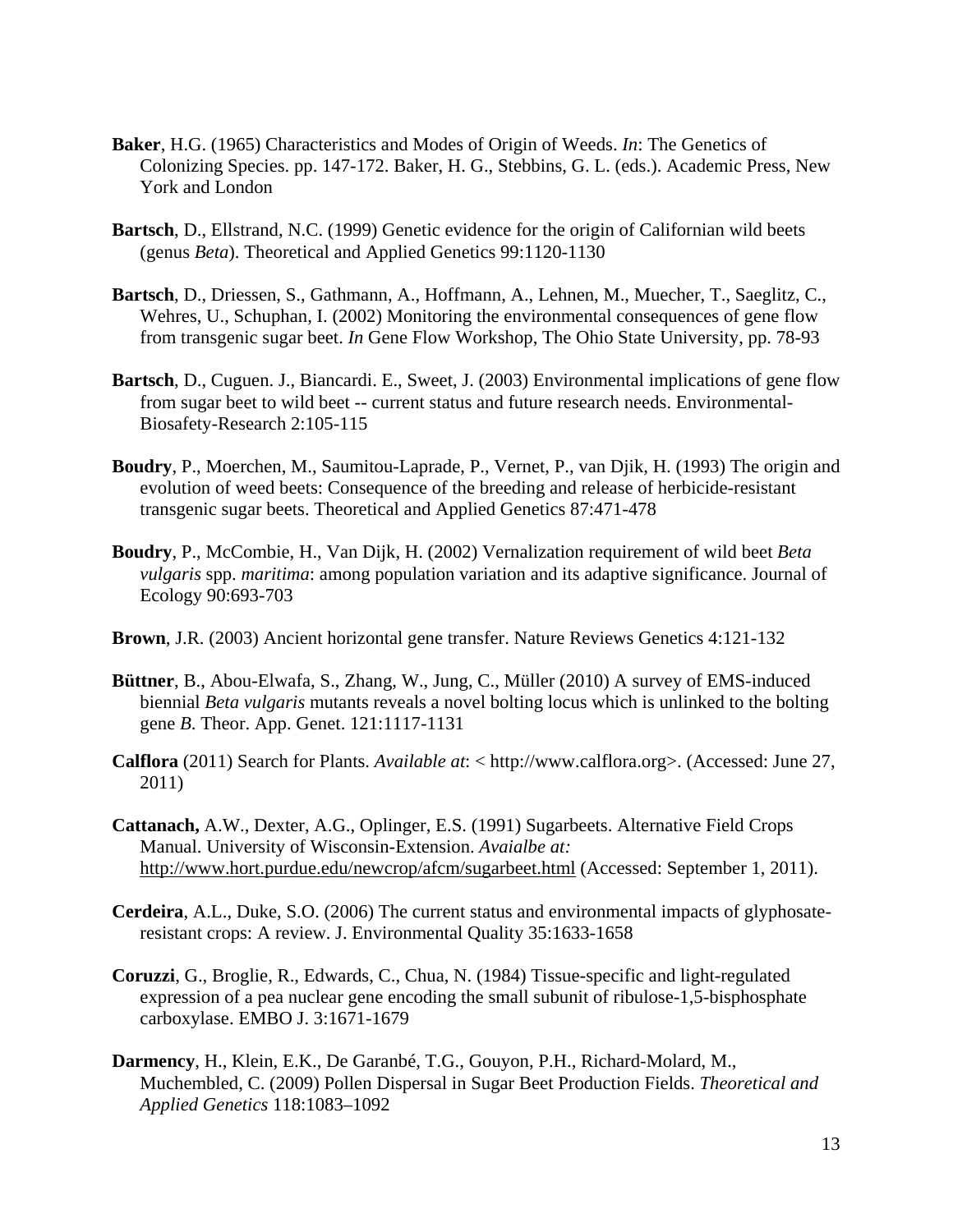**Baker**, H.G. (1965) Characteristics and Modes of Origin of Weeds. *In*: The Genetics of Colonizing Species. pp. 147-172. Baker, H. G., Stebbins, G. L. (eds.). Academic Press, New York and London

**Bartsch**, D., Ellstrand, N.C. (1999) Genetic evidence for the origin of Californian wild beets (genus *Beta*). Theoretical and Applied Genetics 99:1120-1130

**Bartsch**, D., Driessen, S., Gathmann, A., Hoffmann, A., Lehnen, M., Muecher, T., Saeglitz, C., Wehres, U., Schuphan, I. (2002) Monitoring the environmental consequences of gene flow from transgenic sugar beet. *In* Gene Flow Workshop, The Ohio State University, pp. 78-93

**Bartsch**, D., Cuguen. J., Biancardi. E., Sweet, J. (2003) Environmental implications of gene flow from sugar beet to wild beet -- current status and future research needs. Environmental-Biosafety-Research 2:105-115

**Boudry**, P., Moerchen, M., Saumitou-Laprade, P., Vernet, P., van Djik, H. (1993) The origin and evolution of weed beets: Consequence of the breeding and release of herbicide-resistant transgenic sugar beets. Theoretical and Applied Genetics 87:471-478

**Boudry**, P., McCombie, H., Van Dijk, H. (2002) Vernalization requirement of wild beet *Beta vulgaris* spp. *maritima*: among population variation and its adaptive significance. Journal of Ecology 90:693-703

**Brown**, J.R. (2003) Ancient horizontal gene transfer. Nature Reviews Genetics 4:121-132

**Büttner**, B., Abou-Elwafa, S., Zhang, W., Jung, C., Müller (2010) A survey of EMS-induced biennial *Beta vulgaris* mutants reveals a novel bolting locus which is unlinked to the bolting gene *B*. Theor. App. Genet. 121:1117-1131

**Calflora** (2011) Search for Plants. *Available at*: < http://www.calflora.org>. (Accessed: June 27, 2011)

**Cattanach,** A.W., Dexter, A.G., Oplinger, E.S. (1991) Sugarbeets. Alternative Field Crops Manual. University of Wisconsin-Extension. *Avaialbe at:* http://www.hort.purdue.edu/newcrop/afcm/sugarbeet.html (Accessed: September 1, 2011).

**Cerdeira**, A.L., Duke, S.O. (2006) The current status and environmental impacts of glyphosate-resistant crops: A review. J. Environmental Quality 35:1633-1658

**Coruzzi**, G., Broglie, R., Edwards, C., Chua, N. (1984) Tissue-specific and light-regulated expression of a pea nuclear gene encoding the small subunit of ribulose-1,5-bisphosphate carboxylase. EMBO J. 3:1671-1679

**Darmency**, H., Klein, E.K., De Garanbé, T.G., Gouyon, P.H., Richard-Molard, M., Muchembled, C. (2009) Pollen Dispersal in Sugar Beet Production Fields. *Theoretical and Applied Genetics* 118:1083–1092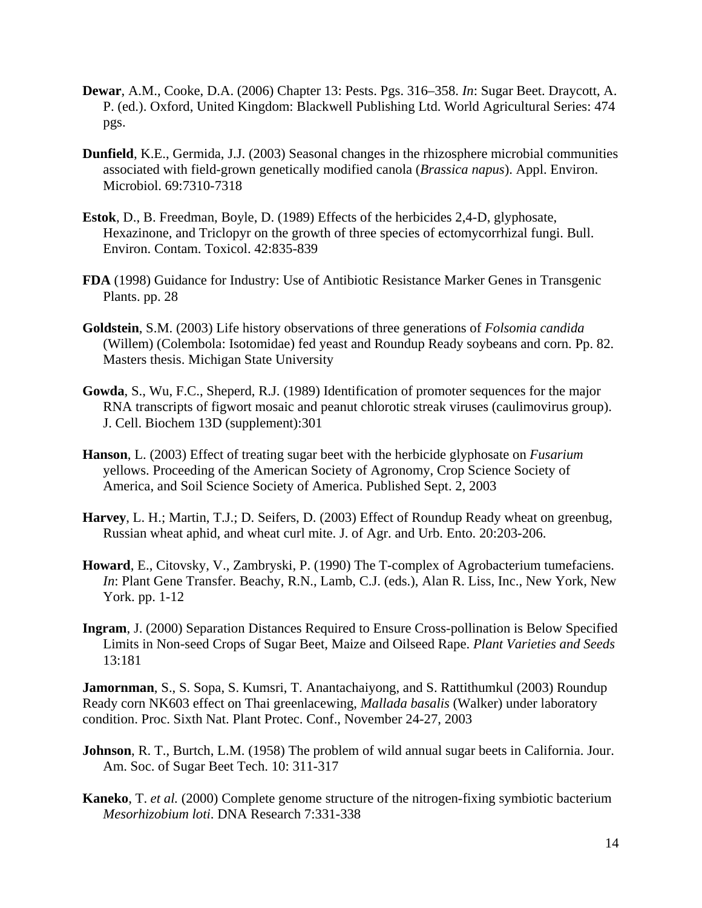**Dewar**, A.M., Cooke, D.A. (2006) Chapter 13: Pests. Pgs. 316–358. *In*: Sugar Beet. Draycott, A. P. (ed.). Oxford, United Kingdom: Blackwell Publishing Ltd. World Agricultural Series: 474 pgs.

**Dunfield**, K.E., Germida, J.J. (2003) Seasonal changes in the rhizosphere microbial communities associated with field-grown genetically modified canola (*Brassica napus*). Appl. Environ. Microbiol. 69:7310-7318

**Estok**, D., B. Freedman, Boyle, D. (1989) Effects of the herbicides 2,4-D, glyphosate, Hexazinone, and Triclopyr on the growth of three species of ectomycorrhizal fungi. Bull. Environ. Contam. Toxicol. 42:835-839

**FDA** (1998) Guidance for Industry: Use of Antibiotic Resistance Marker Genes in Transgenic Plants. pp. 28

**Goldstein**, S.M. (2003) Life history observations of three generations of *Folsomia candida* (Willem) (Colembola: Isotomidae) fed yeast and Roundup Ready soybeans and corn. Pp. 82. Masters thesis. Michigan State University

**Gowda**, S., Wu, F.C., Sheperd, R.J. (1989) Identification of promoter sequences for the major RNA transcripts of figwort mosaic and peanut chlorotic streak viruses (caulimovirus group). J. Cell. Biochem 13D (supplement):301

**Hanson**, L. (2003) Effect of treating sugar beet with the herbicide glyphosate on *Fusarium* yellows. Proceeding of the American Society of Agronomy, Crop Science Society of America, and Soil Science Society of America. Published Sept. 2, 2003

**Harvey**, L. H.; Martin, T.J.; D. Seifers, D. (2003) Effect of Roundup Ready wheat on greenbug, Russian wheat aphid, and wheat curl mite. J. of Agr. and Urb. Ento. 20:203-206.

**Howard**, E., Citovsky, V., Zambryski, P. (1990) The T-complex of Agrobacterium tumefaciens. *In*: Plant Gene Transfer. Beachy, R.N., Lamb, C.J. (eds.), Alan R. Liss, Inc., New York, New York. pp. 1-12

**Ingram**, J. (2000) Separation Distances Required to Ensure Cross-pollination is Below Specified Limits in Non-seed Crops of Sugar Beet, Maize and Oilseed Rape. *Plant Varieties and Seeds* 13:181

**Jamornman**, S., S. Sopa, S. Kumsri, T. Anantachaiyong, and S. Rattithumkul (2003) Roundup Ready corn NK603 effect on Thai greenlacewing, *Mallada basalis* (Walker) under laboratory condition. Proc. Sixth Nat. Plant Protec. Conf., November 24-27, 2003

**Johnson**, R. T., Burtch, L.M. (1958) The problem of wild annual sugar beets in California. Jour. Am. Soc. of Sugar Beet Tech. 10: 311-317

**Kaneko**, T. *et al.* (2000) Complete genome structure of the nitrogen-fixing symbiotic bacterium *Mesorhizobium loti*. DNA Research 7:331-338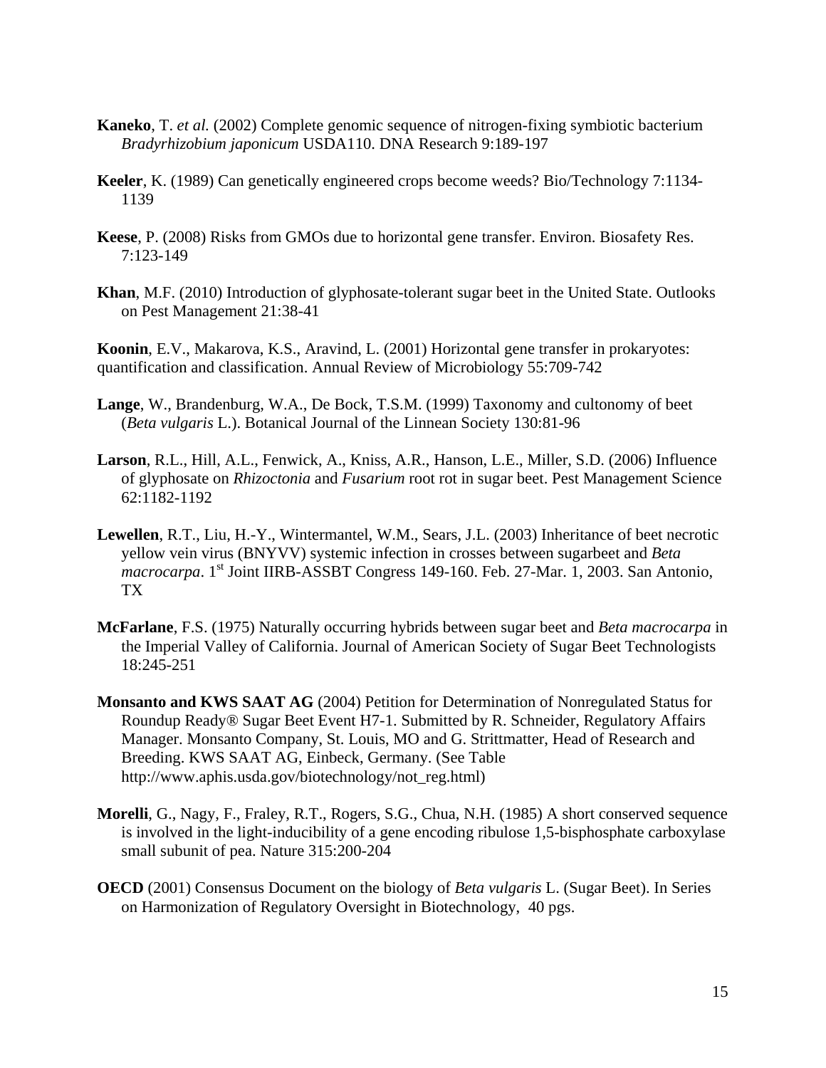**Kaneko**, T. *et al.* (2002) Complete genomic sequence of nitrogen-fixing symbiotic bacterium *Bradyrhizobium japonicum* USDA110. DNA Research 9:189-197

**Keeler**, K. (1989) Can genetically engineered crops become weeds? Bio/Technology 7:1134-1139

**Keese**, P. (2008) Risks from GMOs due to horizontal gene transfer. Environ. Biosafety Res. 7:123-149

**Khan**, M.F. (2010) Introduction of glyphosate-tolerant sugar beet in the United State. Outlooks on Pest Management 21:38-41

**Koonin**, E.V., Makarova, K.S., Aravind, L. (2001) Horizontal gene transfer in prokaryotes: quantification and classification. Annual Review of Microbiology 55:709-742

**Lange**, W., Brandenburg, W.A., De Bock, T.S.M. (1999) Taxonomy and cultonomy of beet (*Beta vulgaris* L.). Botanical Journal of the Linnean Society 130:81-96

**Larson**, R.L., Hill, A.L., Fenwick, A., Kniss, A.R., Hanson, L.E., Miller, S.D. (2006) Influence of glyphosate on *Rhizoctonia* and *Fusarium* root rot in sugar beet. Pest Management Science 62:1182-1192

**Lewellen**, R.T., Liu, H.-Y., Wintermantel, W.M., Sears, J.L. (2003) Inheritance of beet necrotic yellow vein virus (BNYVV) systemic infection in crosses between sugarbeet and *Beta macrocarpa*. 1st Joint IIRB-ASSBT Congress 149-160. Feb. 27-Mar. 1, 2003. San Antonio, TX

**McFarlane**, F.S. (1975) Naturally occurring hybrids between sugar beet and *Beta macrocarpa* in the Imperial Valley of California. Journal of American Society of Sugar Beet Technologists 18:245-251

**Monsanto and KWS SAAT AG** (2004) Petition for Determination of Nonregulated Status for Roundup Ready® Sugar Beet Event H7-1. Submitted by R. Schneider, Regulatory Affairs Manager. Monsanto Company, St. Louis, MO and G. Strittmatter, Head of Research and Breeding. KWS SAAT AG, Einbeck, Germany. (See Table http://www.aphis.usda.gov/biotechnology/not_reg.html)

**Morelli**, G., Nagy, F., Fraley, R.T., Rogers, S.G., Chua, N.H. (1985) A short conserved sequence is involved in the light-inducibility of a gene encoding ribulose 1,5-bisphosphate carboxylase small subunit of pea. Nature 315:200-204

**OECD** (2001) Consensus Document on the biology of *Beta vulgaris* L. (Sugar Beet). In Series on Harmonization of Regulatory Oversight in Biotechnology, 40 pgs.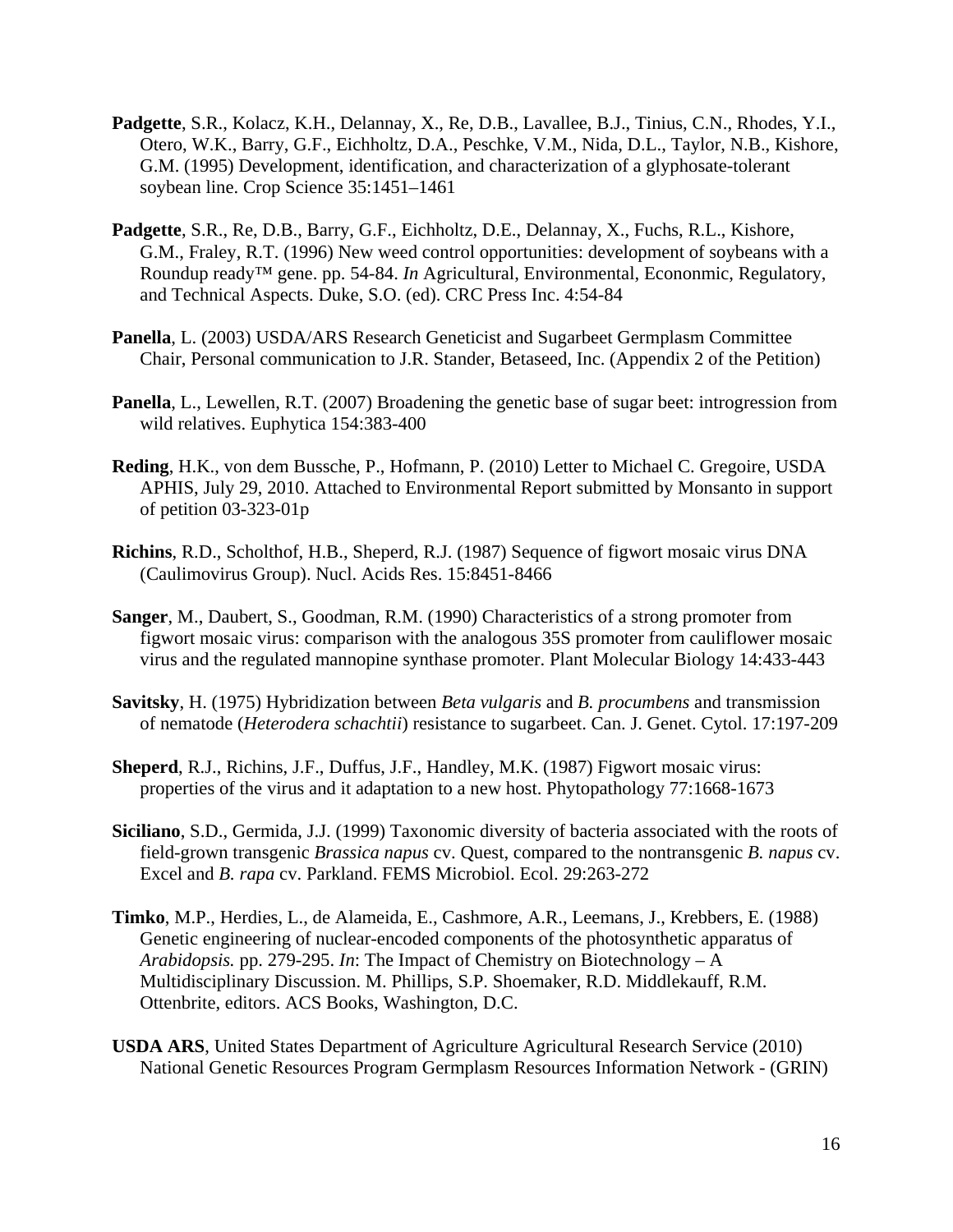**Padgette**, S.R., Kolacz, K.H., Delannay, X., Re, D.B., Lavallee, B.J., Tinius, C.N., Rhodes, Y.I., Otero, W.K., Barry, G.F., Eichholtz, D.A., Peschke, V.M., Nida, D.L., Taylor, N.B., Kishore, G.M. (1995) Development, identification, and characterization of a glyphosate-tolerant soybean line. Crop Science 35:1451–1461

**Padgette**, S.R., Re, D.B., Barry, G.F., Eichholtz, D.E., Delannay, X., Fuchs, R.L., Kishore, G.M., Fraley, R.T. (1996) New weed control opportunities: development of soybeans with a Roundup ready™ gene. pp. 54-84. *In* Agricultural, Environmental, Econonmic, Regulatory, and Technical Aspects. Duke, S.O. (ed). CRC Press Inc. 4:54-84

**Panella**, L. (2003) USDA/ARS Research Geneticist and Sugarbeet Germplasm Committee Chair, Personal communication to J.R. Stander, Betaseed, Inc. (Appendix 2 of the Petition)

**Panella**, L., Lewellen, R.T. (2007) Broadening the genetic base of sugar beet: introgression from wild relatives. Euphytica 154:383-400

**Reding**, H.K., von dem Bussche, P., Hofmann, P. (2010) Letter to Michael C. Gregoire, USDA APHIS, July 29, 2010. Attached to Environmental Report submitted by Monsanto in support of petition 03-323-01p

**Richins**, R.D., Scholthof, H.B., Sheperd, R.J. (1987) Sequence of figwort mosaic virus DNA (Caulimovirus Group). Nucl. Acids Res. 15:8451-8466

**Sanger**, M., Daubert, S., Goodman, R.M. (1990) Characteristics of a strong promoter from figwort mosaic virus: comparison with the analogous 35S promoter from cauliflower mosaic virus and the regulated mannopine synthase promoter. Plant Molecular Biology 14:433-443

**Savitsky**, H. (1975) Hybridization between *Beta vulgaris* and *B. procumbens* and transmission of nematode (*Heterodera schachtii*) resistance to sugarbeet. Can. J. Genet. Cytol. 17:197-209

**Sheperd**, R.J., Richins, J.F., Duffus, J.F., Handley, M.K. (1987) Figwort mosaic virus: properties of the virus and it adaptation to a new host. Phytopathology 77:1668-1673

**Siciliano**, S.D., Germida, J.J. (1999) Taxonomic diversity of bacteria associated with the roots of field-grown transgenic *Brassica napus* cv. Quest, compared to the nontransgenic *B. napus* cv. Excel and *B. rapa* cv. Parkland. FEMS Microbiol. Ecol. 29:263-272

**Timko**, M.P., Herdies, L., de Alameida, E., Cashmore, A.R., Leemans, J., Krebbers, E. (1988) Genetic engineering of nuclear-encoded components of the photosynthetic apparatus of *Arabidopsis.* pp. 279-295. *In*: The Impact of Chemistry on Biotechnology – A Multidisciplinary Discussion. M. Phillips, S.P. Shoemaker, R.D. Middlekauff, R.M. Ottenbrite, editors. ACS Books, Washington, D.C.

**USDA ARS**, United States Department of Agriculture Agricultural Research Service (2010) National Genetic Resources Program Germplasm Resources Information Network - (GRIN)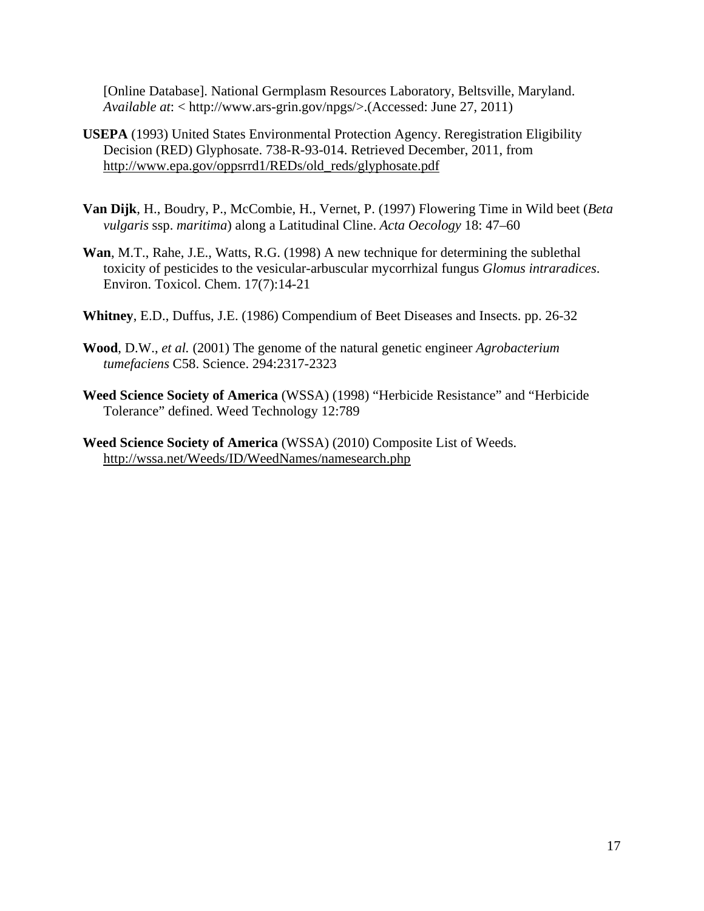[Online Database]. National Germplasm Resources Laboratory, Beltsville, Maryland. *Available at*: < http://www.ars-grin.gov/npgs/>.(Accessed: June 27, 2011)

**USEPA** (1993) United States Environmental Protection Agency. Reregistration Eligibility Decision (RED) Glyphosate. 738-R-93-014. Retrieved December, 2011, from http://www.epa.gov/oppsrrd1/REDs/old_reds/glyphosate.pdf

**Van Dijk**, H., Boudry, P., McCombie, H., Vernet, P. (1997) Flowering Time in Wild beet (*Beta vulgaris* ssp. *maritima*) along a Latitudinal Cline. *Acta Oecology* 18: 47–60

**Wan**, M.T., Rahe, J.E., Watts, R.G. (1998) A new technique for determining the sublethal toxicity of pesticides to the vesicular-arbuscular mycorrhizal fungus *Glomus intraradices*. Environ. Toxicol. Chem. 17(7):14-21

**Whitney**, E.D., Duffus, J.E. (1986) Compendium of Beet Diseases and Insects. pp. 26-32

**Wood**, D.W., *et al.* (2001) The genome of the natural genetic engineer *Agrobacterium tumefaciens* C58. Science. 294:2317-2323

**Weed Science Society of America** (WSSA) (1998) "Herbicide Resistance" and "Herbicide Tolerance" defined. Weed Technology 12:789

**Weed Science Society of America** (WSSA) (2010) Composite List of Weeds. http://wssa.net/Weeds/ID/WeedNames/namesearch.php